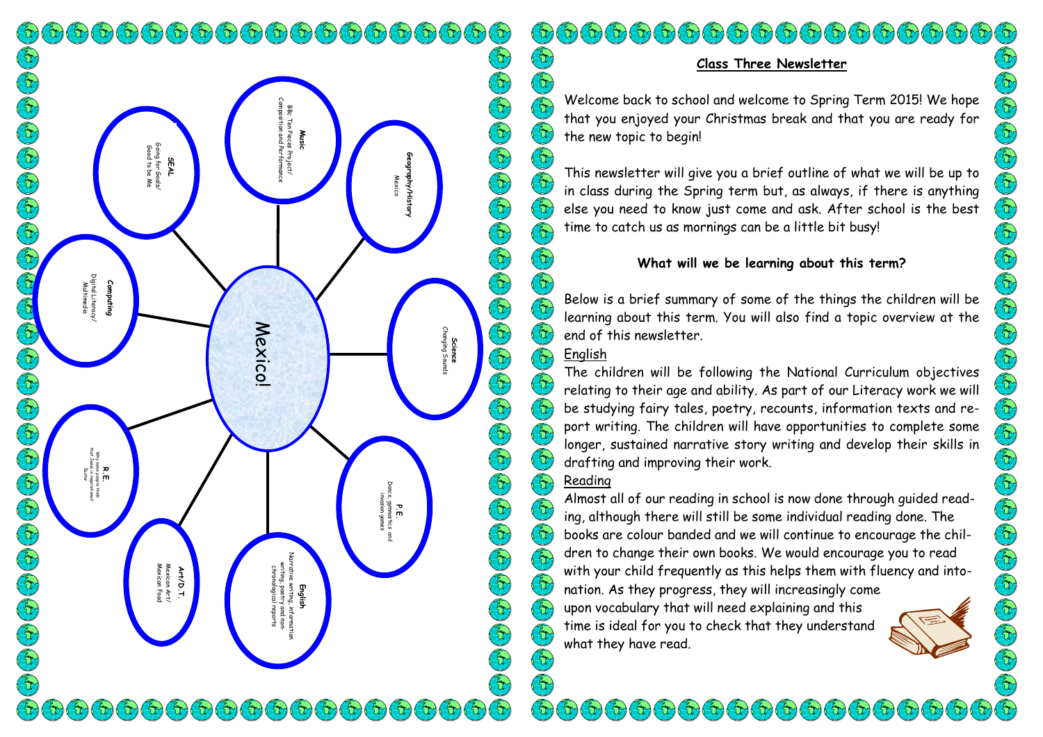Mexico!

**Music**
BBc Ten Pieces Project/
Composition and Performance

**Geography/History**
Mexico

**Science**
Changing Sounds

**P.E.**
Dance, gymnastics and invasion games

**English**
Narrative writing, information writing, poetry and non-chronological reports

**Art/D.T.**
Mexican Art/
Mexican Food

**R.E.**
Why some people think that Jesus is inspirational/
Easter

**Computing**
Digital Literacy/
Multimedia

**SEAL**
Going for Goals/
Good to be Me

## Class Three Newsletter

Welcome back to school and welcome to Spring Term 2015! We hope that you enjoyed your Christmas break and that you are ready for the new topic to begin!

This newsletter will give you a brief outline of what we will be up to in class during the Spring term but, as always, if there is anything else you need to know just come and ask. After school is the best time to catch us as mornings can be a little bit busy!

### What will we be learning about this term?

Below is a brief summary of some of the things the children will be learning about this term. You will also find a topic overview at the end of this newsletter.

English

The children will be following the National Curriculum objectives relating to their age and ability. As part of our Literacy work we will be studying fairy tales, poetry, recounts, information texts and report writing. The children will have opportunities to complete some longer, sustained narrative story writing and develop their skills in drafting and improving their work.

Reading

Almost all of our reading in school is now done through guided reading, although there will still be some individual reading done. The books are colour banded and we will continue to encourage the children to change their own books. We would encourage you to read with your child frequently as this helps them with fluency and intonation. As they progress, they will increasingly come upon vocabulary that will need explaining and this time is ideal for you to check that they understand what they have read.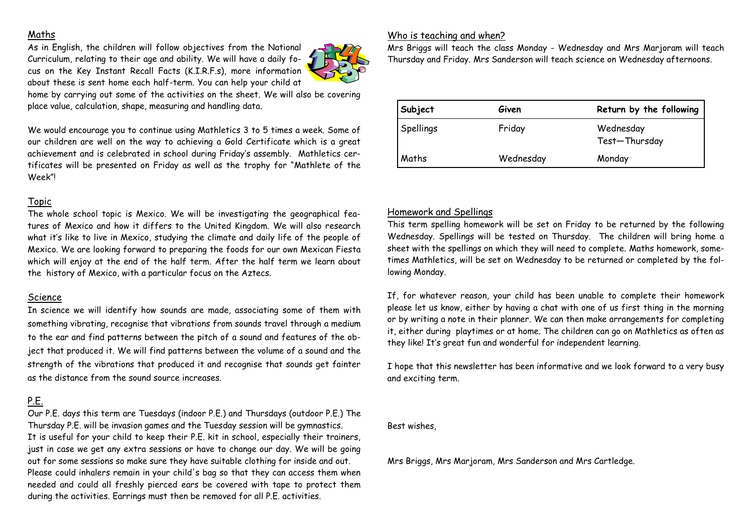## Maths

As in English, the children will follow objectives from the National Curriculum, relating to their age and ability. We will have a daily focus on the Key Instant Recall Facts (K.I.R.F.s), more information about these is sent home each half-term. You can help your child at home by carrying out some of the activities on the sheet. We will also be covering place value, calculation, shape, measuring and handling data.

We would encourage you to continue using Mathletics 3 to 5 times a week. Some of our children are well on the way to achieving a Gold Certificate which is a great achievement and is celebrated in school during Friday's assembly. Mathletics certificates will be presented on Friday as well as the trophy for "Mathlete of the Week"!

## Topic

The whole school topic is Mexico. We will be investigating the geographical features of Mexico and how it differs to the United Kingdom. We will also research what it's like to live in Mexico, studying the climate and daily life of the people of Mexico. We are looking forward to preparing the foods for our own Mexican Fiesta which will enjoy at the end of the half term. After the half term we learn about the history of Mexico, with a particular focus on the Aztecs.

## Science

In science we will identify how sounds are made, associating some of them with something vibrating, recognise that vibrations from sounds travel through a medium to the ear and find patterns between the pitch of a sound and features of the object that produced it. We will find patterns between the volume of a sound and the strength of the vibrations that produced it and recognise that sounds get fainter as the distance from the sound source increases.

## P.E.

Our P.E. days this term are Tuesdays (indoor P.E.) and Thursdays (outdoor P.E.) The Thursday P.E. will be invasion games and the Tuesday session will be gymnastics.
It is useful for your child to keep their P.E. kit in school, especially their trainers, just in case we get any extra sessions or have to change our day. We will be going out for some sessions so make sure they have suitable clothing for inside and out.
Please could inhalers remain in your child's bag so that they can access them when needed and could all freshly pierced ears be covered with tape to protect them during the activities. Earrings must then be removed for all P.E. activities.

## Who is teaching and when?

Mrs Briggs will teach the class Monday - Wednesday and Mrs Marjoram will teach Thursday and Friday. Mrs Sanderson will teach science on Wednesday afternoons.

| Subject | Given | Return by the following |
|---|---|---|
| Spellings | Friday | Wednesday<br>Test—Thursday |
| Maths | Wednesday | Monday |

## Homework and Spellings

This term spelling homework will be set on Friday to be returned by the following Wednesday. Spellings will be tested on Thursday. The children will bring home a sheet with the spellings on which they will need to complete. Maths homework, sometimes Mathletics, will be set on Wednesday to be returned or completed by the following Monday.

If, for whatever reason, your child has been unable to complete their homework please let us know, either by having a chat with one of us first thing in the morning or by writing a note in their planner. We can then make arrangements for completing it, either during playtimes or at home. The children can go on Mathletics as often as they like! It's great fun and wonderful for independent learning.

I hope that this newsletter has been informative and we look forward to a very busy and exciting term.

Best wishes,

Mrs Briggs, Mrs Marjoram, Mrs Sanderson and Mrs Cartledge.